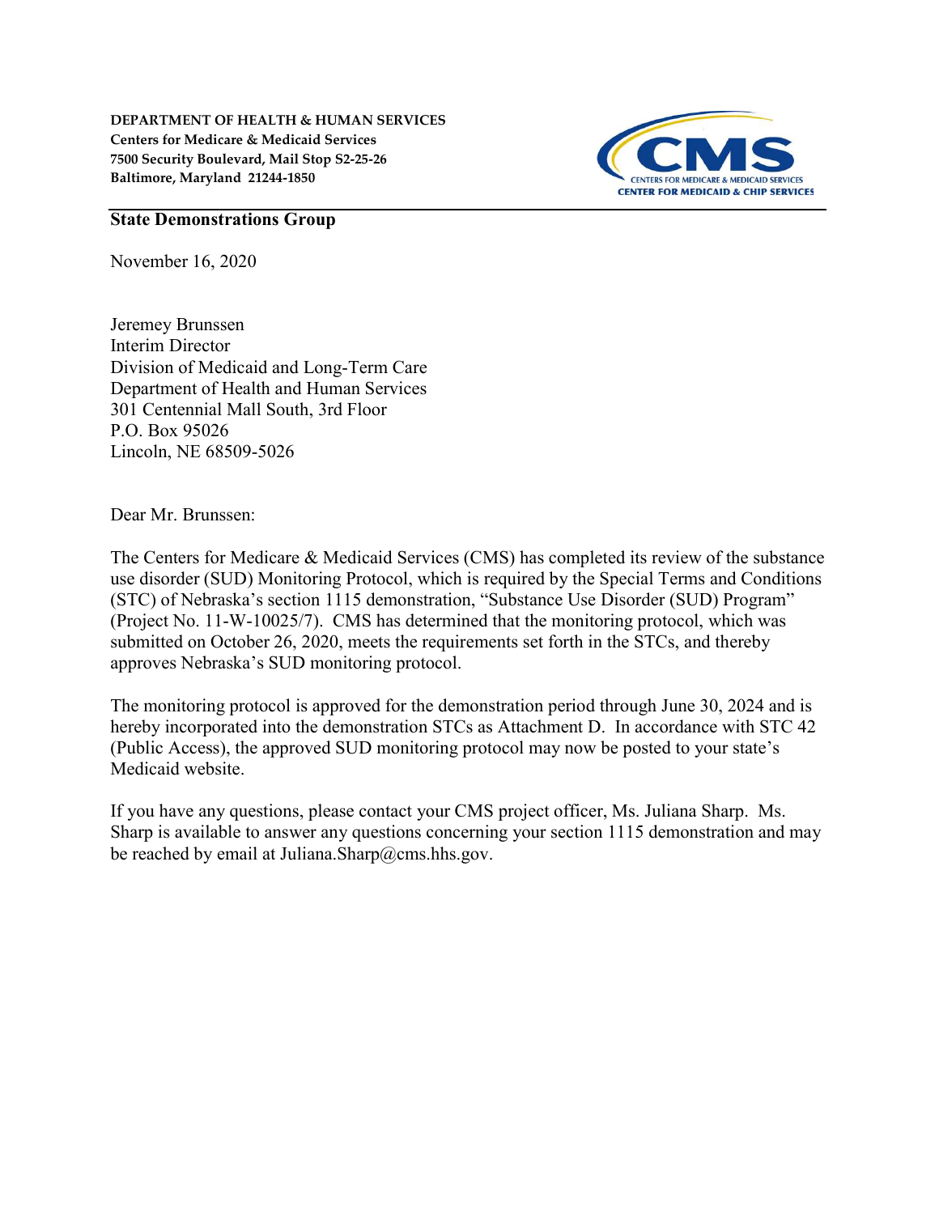**DEPARTMENT OF HEALTH & HUMAN SERVICES**
**Centers for Medicare & Medicaid Services**
**7500 Security Boulevard, Mail Stop S2-25-26**
**Baltimore, Maryland 21244-1850**

CMS
CENTERS FOR MEDICARE & MEDICAID SERVICES
CENTER FOR MEDICAID & CHIP SERVICES

**State Demonstrations Group**

November 16, 2020

Jeremey Brunssen
Interim Director
Division of Medicaid and Long-Term Care
Department of Health and Human Services
301 Centennial Mall South, 3rd Floor
P.O. Box 95026
Lincoln, NE 68509-5026

Dear Mr. Brunssen:

The Centers for Medicare & Medicaid Services (CMS) has completed its review of the substance use disorder (SUD) Monitoring Protocol, which is required by the Special Terms and Conditions (STC) of Nebraska's section 1115 demonstration, "Substance Use Disorder (SUD) Program" (Project No. 11-W-10025/7). CMS has determined that the monitoring protocol, which was submitted on October 26, 2020, meets the requirements set forth in the STCs, and thereby approves Nebraska's SUD monitoring protocol.

The monitoring protocol is approved for the demonstration period through June 30, 2024 and is hereby incorporated into the demonstration STCs as Attachment D. In accordance with STC 42 (Public Access), the approved SUD monitoring protocol may now be posted to your state's Medicaid website.

If you have any questions, please contact your CMS project officer, Ms. Juliana Sharp. Ms. Sharp is available to answer any questions concerning your section 1115 demonstration and may be reached by email at Juliana.Sharp@cms.hhs.gov.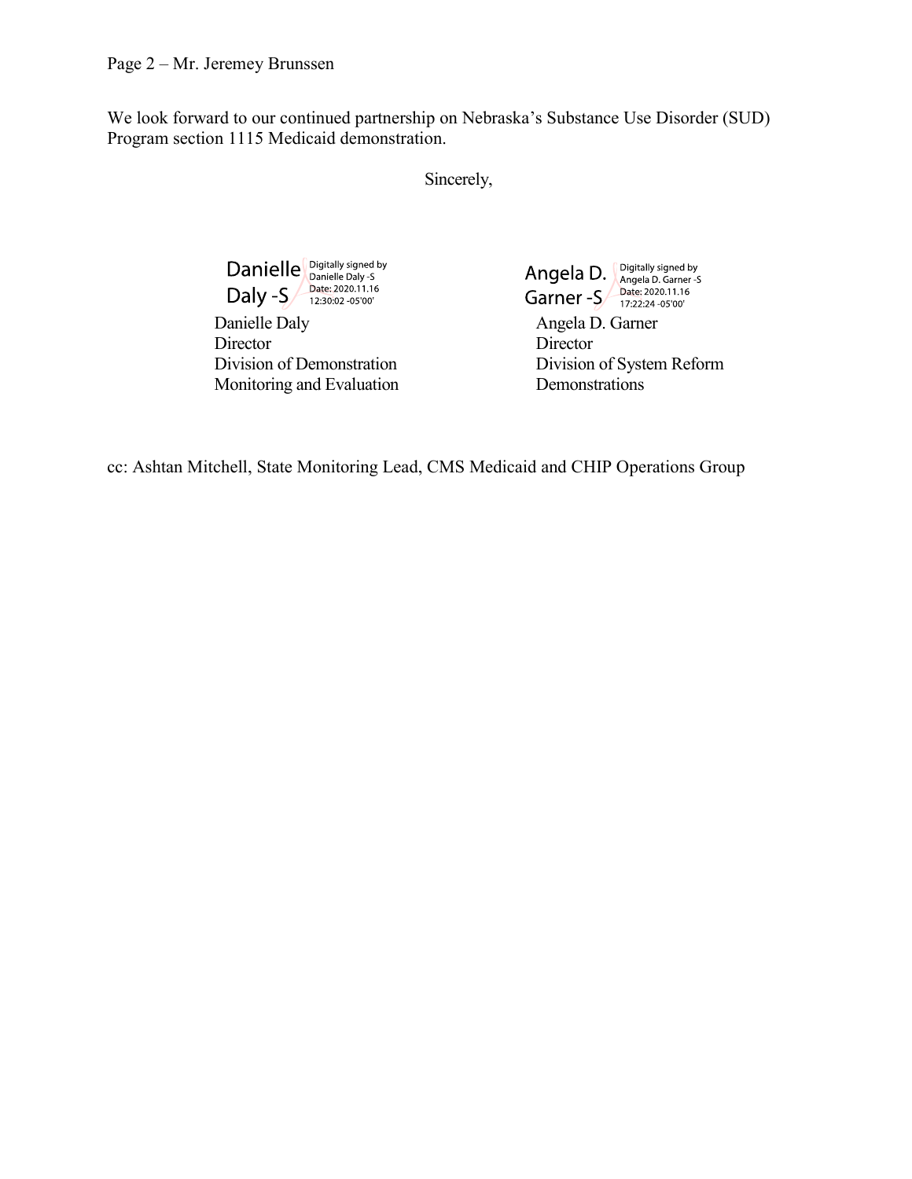We look forward to our continued partnership on Nebraska's Substance Use Disorder (SUD) Program section 1115 Medicaid demonstration.

Sincerely,

Danielle Daly -S  
Digitally signed by Danielle Daly -S  
Date: 2020.11.16 12:30:02 -05'00'

Danielle Daly  
Director  
Division of Demonstration Monitoring and Evaluation

Angela D. Garner -S  
Digitally signed by Angela D. Garner -S  
Date: 2020.11.16 17:22:24 -05'00'

Angela D. Garner  
Director  
Division of System Reform Demonstrations

cc: Ashtan Mitchell, State Monitoring Lead, CMS Medicaid and CHIP Operations Group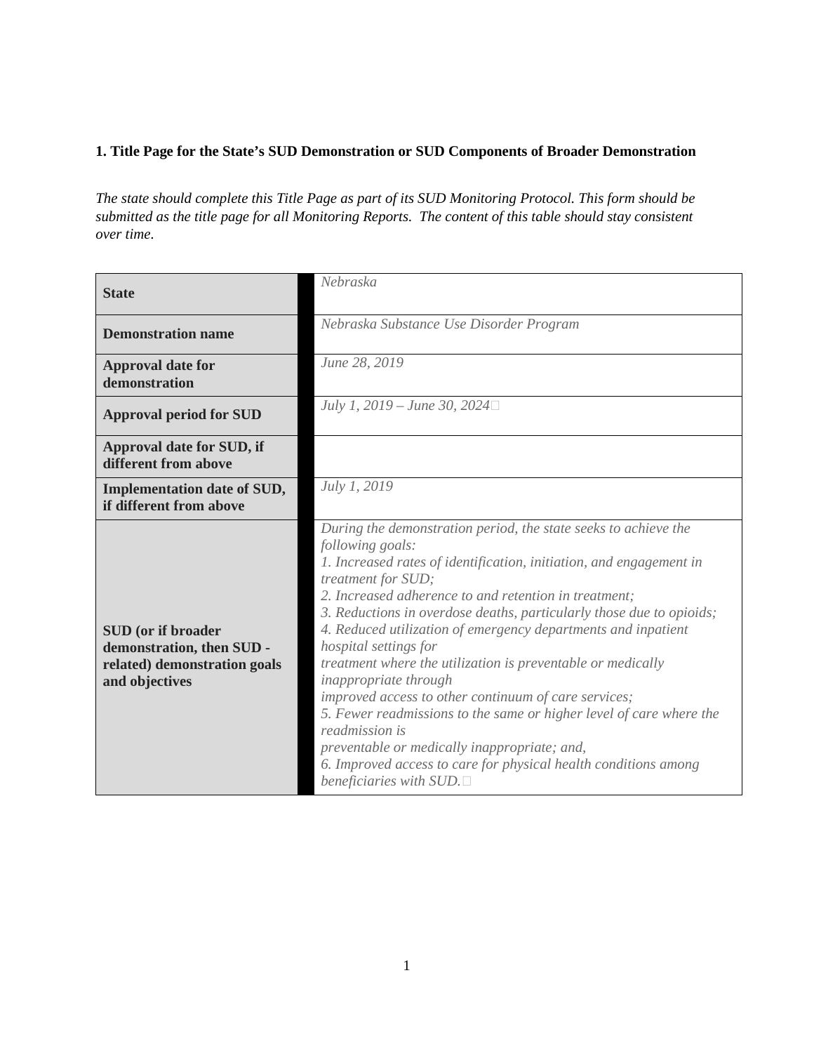**1. Title Page for the State's SUD Demonstration or SUD Components of Broader Demonstration**

*The state should complete this Title Page as part of its SUD Monitoring Protocol. This form should be submitted as the title page for all Monitoring Reports. The content of this table should stay consistent over time.*

| | |
|---|---|
| **State** | *Nebraska* |
| **Demonstration name** | *Nebraska Substance Use Disorder Program* |
| **Approval date for demonstration** | *June 28, 2019* |
| **Approval period for SUD** | *July 1, 2019 – June 30, 2024* |
| **Approval date for SUD, if different from above** | |
| **Implementation date of SUD, if different from above** | *July 1, 2019* |
| **SUD (or if broader demonstration, then SUD - related) demonstration goals and objectives** | *During the demonstration period, the state seeks to achieve the following goals:*<br>*1. Increased rates of identification, initiation, and engagement in treatment for SUD;*<br>*2. Increased adherence to and retention in treatment;*<br>*3. Reductions in overdose deaths, particularly those due to opioids;*<br>*4. Reduced utilization of emergency departments and inpatient hospital settings for treatment where the utilization is preventable or medically inappropriate through improved access to other continuum of care services;*<br>*5. Fewer readmissions to the same or higher level of care where the readmission is preventable or medically inappropriate; and,*<br>*6. Improved access to care for physical health conditions among beneficiaries with SUD.* |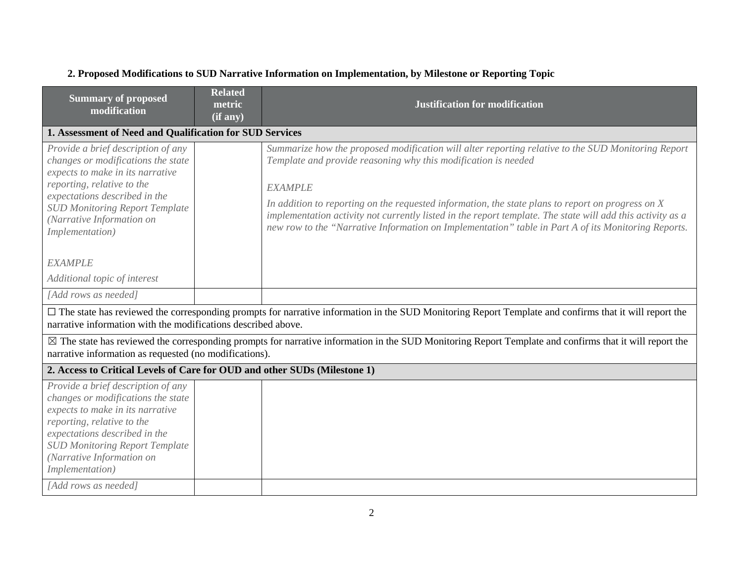**2. Proposed Modifications to SUD Narrative Information on Implementation, by Milestone or Reporting Topic**

| Summary of proposed modification | Related metric (if any) | Justification for modification |
|---|---|---|
| **1. Assessment of Need and Qualification for SUD Services** | | |
| *Provide a brief description of any changes or modifications the state expects to make in its narrative reporting, relative to the expectations described in the SUD Monitoring Report Template (Narrative Information on Implementation)*<br><br>*EXAMPLE*<br>*Additional topic of interest* | | *Summarize how the proposed modification will alter reporting relative to the SUD Monitoring Report Template and provide reasoning why this modification is needed*<br><br>*EXAMPLE*<br>*In addition to reporting on the requested information, the state plans to report on progress on X implementation activity not currently listed in the report template. The state will add this activity as a new row to the "Narrative Information on Implementation" table in Part A of its Monitoring Reports.* |
| *[Add rows as needed]* | | |
| ☐ The state has reviewed the corresponding prompts for narrative information in the SUD Monitoring Report Template and confirms that it will report the narrative information with the modifications described above. | | |
| ☒ The state has reviewed the corresponding prompts for narrative information in the SUD Monitoring Report Template and confirms that it will report the narrative information as requested (no modifications). | | |
| **2. Access to Critical Levels of Care for OUD and other SUDs (Milestone 1)** | | |
| *Provide a brief description of any changes or modifications the state expects to make in its narrative reporting, relative to the expectations described in the SUD Monitoring Report Template (Narrative Information on Implementation)* | | |
| *[Add rows as needed]* | | |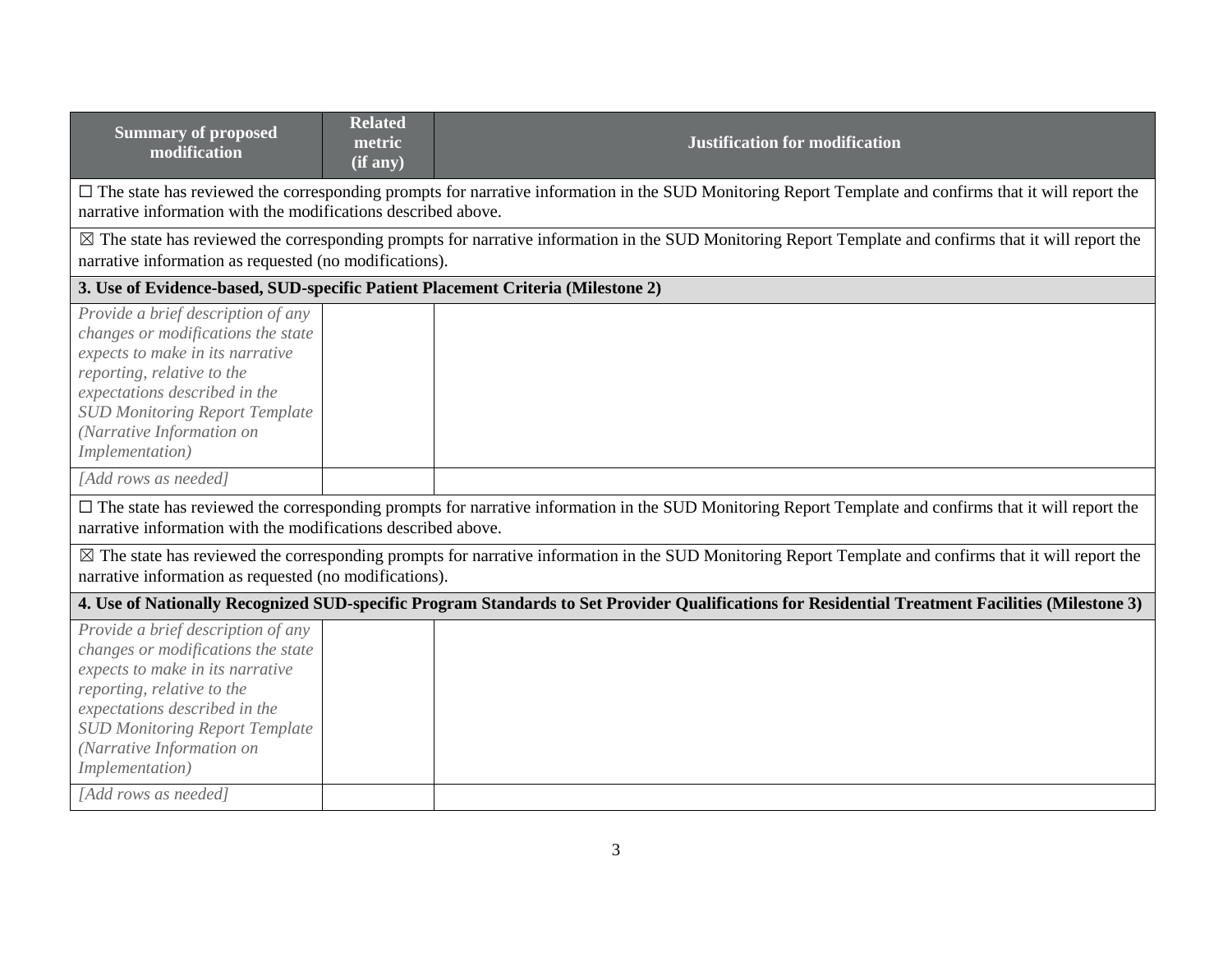| Summary of proposed modification | Related metric (if any) | Justification for modification |
|---|---|---|
| ☐ The state has reviewed the corresponding prompts for narrative information in the SUD Monitoring Report Template and confirms that it will report the narrative information with the modifications described above. | | |
| ☒ The state has reviewed the corresponding prompts for narrative information in the SUD Monitoring Report Template and confirms that it will report the narrative information as requested (no modifications). | | |
| **3. Use of Evidence-based, SUD-specific Patient Placement Criteria (Milestone 2)** | | |
| *Provide a brief description of any changes or modifications the state expects to make in its narrative reporting, relative to the expectations described in the SUD Monitoring Report Template (Narrative Information on Implementation)* | | |
| *[Add rows as needed]* | | |
| ☐ The state has reviewed the corresponding prompts for narrative information in the SUD Monitoring Report Template and confirms that it will report the narrative information with the modifications described above. | | |
| ☒ The state has reviewed the corresponding prompts for narrative information in the SUD Monitoring Report Template and confirms that it will report the narrative information as requested (no modifications). | | |
| **4. Use of Nationally Recognized SUD-specific Program Standards to Set Provider Qualifications for Residential Treatment Facilities (Milestone 3)** | | |
| *Provide a brief description of any changes or modifications the state expects to make in its narrative reporting, relative to the expectations described in the SUD Monitoring Report Template (Narrative Information on Implementation)* | | |
| *[Add rows as needed]* | | |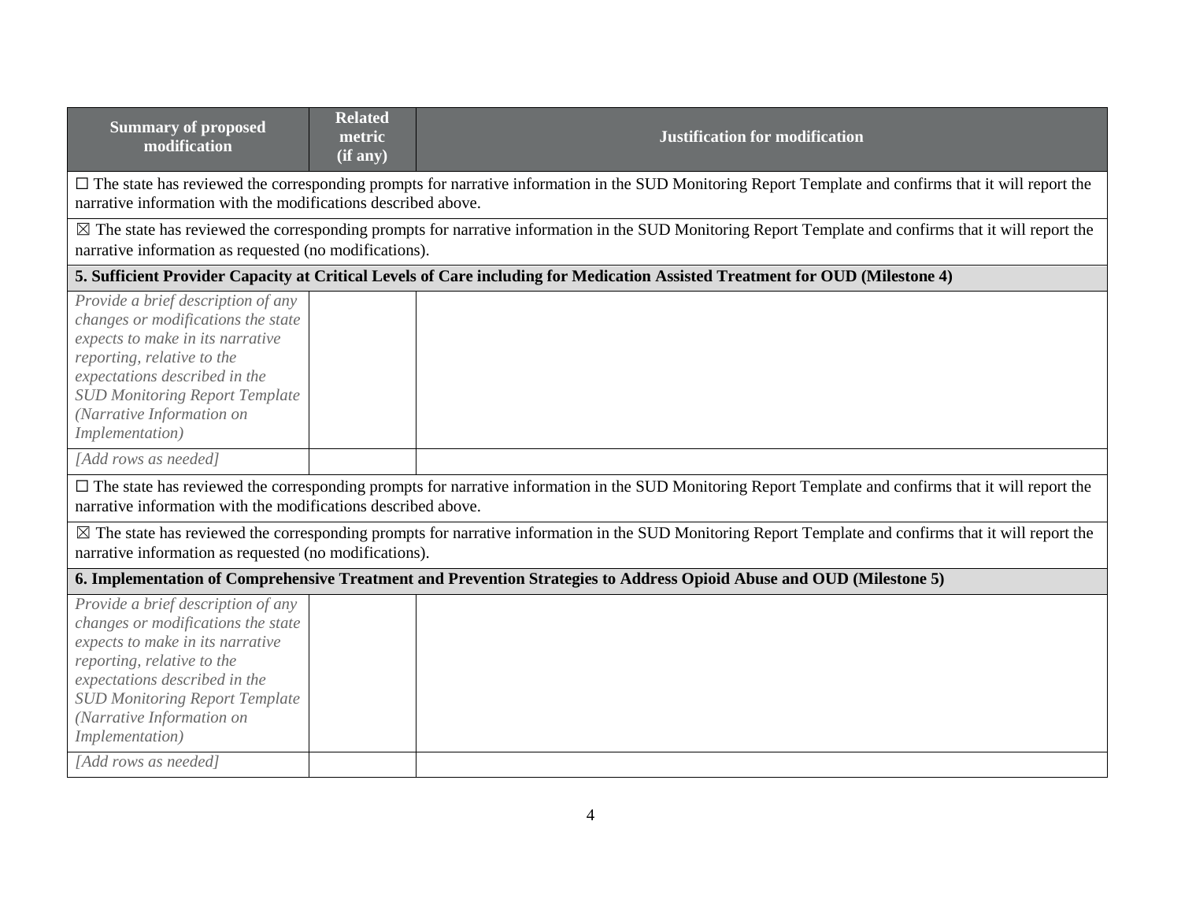| Summary of proposed modification | Related metric (if any) | Justification for modification |
|---|---|---|
| ☐ The state has reviewed the corresponding prompts for narrative information in the SUD Monitoring Report Template and confirms that it will report the narrative information with the modifications described above. | | |
| ☒ The state has reviewed the corresponding prompts for narrative information in the SUD Monitoring Report Template and confirms that it will report the narrative information as requested (no modifications). | | |
| **5. Sufficient Provider Capacity at Critical Levels of Care including for Medication Assisted Treatment for OUD (Milestone 4)** | | |
| *Provide a brief description of any changes or modifications the state expects to make in its narrative reporting, relative to the expectations described in the SUD Monitoring Report Template (Narrative Information on Implementation)* | | |
| *[Add rows as needed]* | | |
| ☐ The state has reviewed the corresponding prompts for narrative information in the SUD Monitoring Report Template and confirms that it will report the narrative information with the modifications described above. | | |
| ☒ The state has reviewed the corresponding prompts for narrative information in the SUD Monitoring Report Template and confirms that it will report the narrative information as requested (no modifications). | | |
| **6. Implementation of Comprehensive Treatment and Prevention Strategies to Address Opioid Abuse and OUD (Milestone 5)** | | |
| *Provide a brief description of any changes or modifications the state expects to make in its narrative reporting, relative to the expectations described in the SUD Monitoring Report Template (Narrative Information on Implementation)* | | |
| *[Add rows as needed]* | | |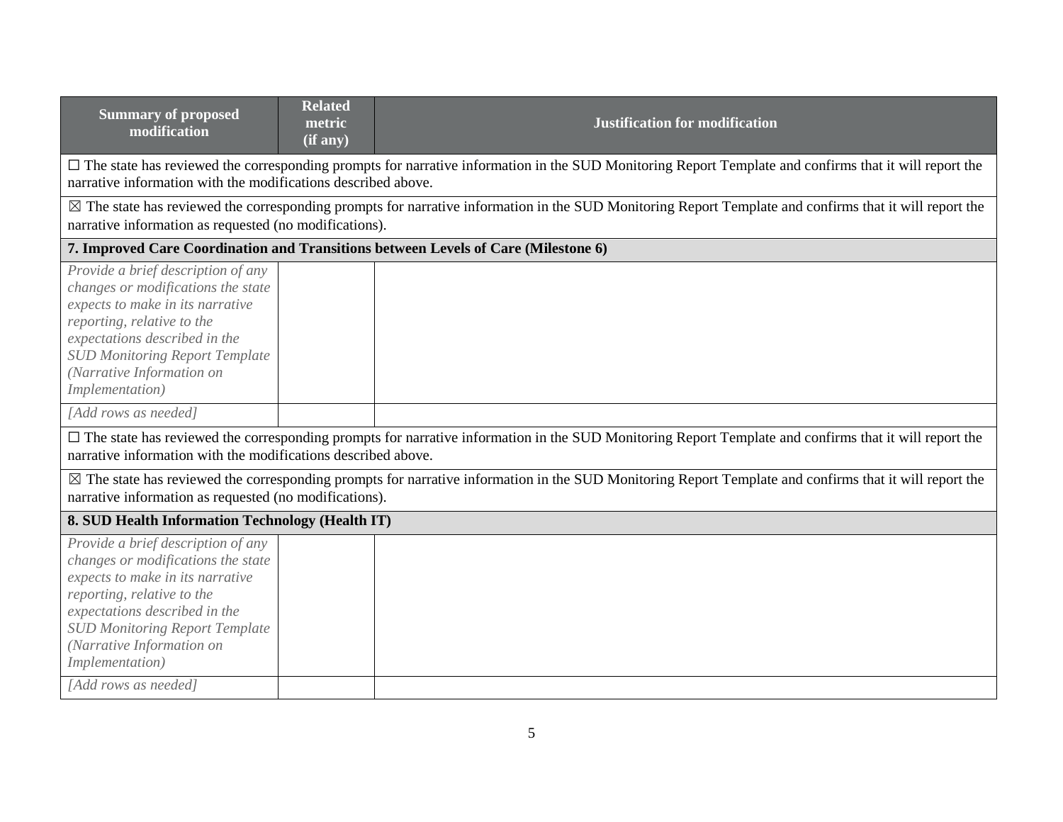| Summary of proposed modification | Related metric (if any) | Justification for modification |
|---|---|---|
| ☐ The state has reviewed the corresponding prompts for narrative information in the SUD Monitoring Report Template and confirms that it will report the narrative information with the modifications described above. | | |
| ☒ The state has reviewed the corresponding prompts for narrative information in the SUD Monitoring Report Template and confirms that it will report the narrative information as requested (no modifications). | | |
| **7. Improved Care Coordination and Transitions between Levels of Care (Milestone 6)** | | |
| *Provide a brief description of any changes or modifications the state expects to make in its narrative reporting, relative to the expectations described in the SUD Monitoring Report Template (Narrative Information on Implementation)* | | |
| *[Add rows as needed]* | | |
| ☐ The state has reviewed the corresponding prompts for narrative information in the SUD Monitoring Report Template and confirms that it will report the narrative information with the modifications described above. | | |
| ☒ The state has reviewed the corresponding prompts for narrative information in the SUD Monitoring Report Template and confirms that it will report the narrative information as requested (no modifications). | | |
| **8. SUD Health Information Technology (Health IT)** | | |
| *Provide a brief description of any changes or modifications the state expects to make in its narrative reporting, relative to the expectations described in the SUD Monitoring Report Template (Narrative Information on Implementation)* | | |
| *[Add rows as needed]* | | |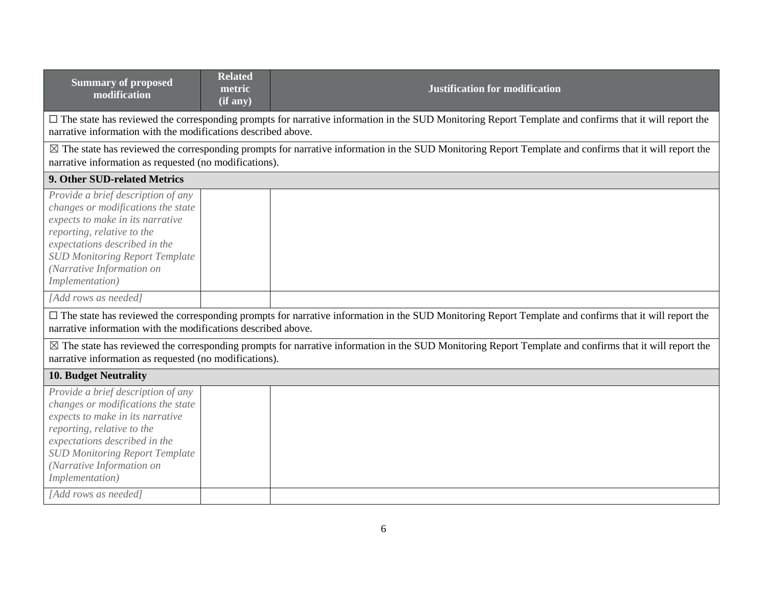| Summary of proposed modification | Related metric (if any) | Justification for modification |
|---|---|---|
| ☐ The state has reviewed the corresponding prompts for narrative information in the SUD Monitoring Report Template and confirms that it will report the narrative information with the modifications described above. | | |
| ☒ The state has reviewed the corresponding prompts for narrative information in the SUD Monitoring Report Template and confirms that it will report the narrative information as requested (no modifications). | | |
| **9. Other SUD-related Metrics** | | |
| *Provide a brief description of any changes or modifications the state expects to make in its narrative reporting, relative to the expectations described in the SUD Monitoring Report Template (Narrative Information on Implementation)* | | |
| *[Add rows as needed]* | | |
| ☐ The state has reviewed the corresponding prompts for narrative information in the SUD Monitoring Report Template and confirms that it will report the narrative information with the modifications described above. | | |
| ☒ The state has reviewed the corresponding prompts for narrative information in the SUD Monitoring Report Template and confirms that it will report the narrative information as requested (no modifications). | | |
| **10. Budget Neutrality** | | |
| *Provide a brief description of any changes or modifications the state expects to make in its narrative reporting, relative to the expectations described in the SUD Monitoring Report Template (Narrative Information on Implementation)* | | |
| *[Add rows as needed]* | | |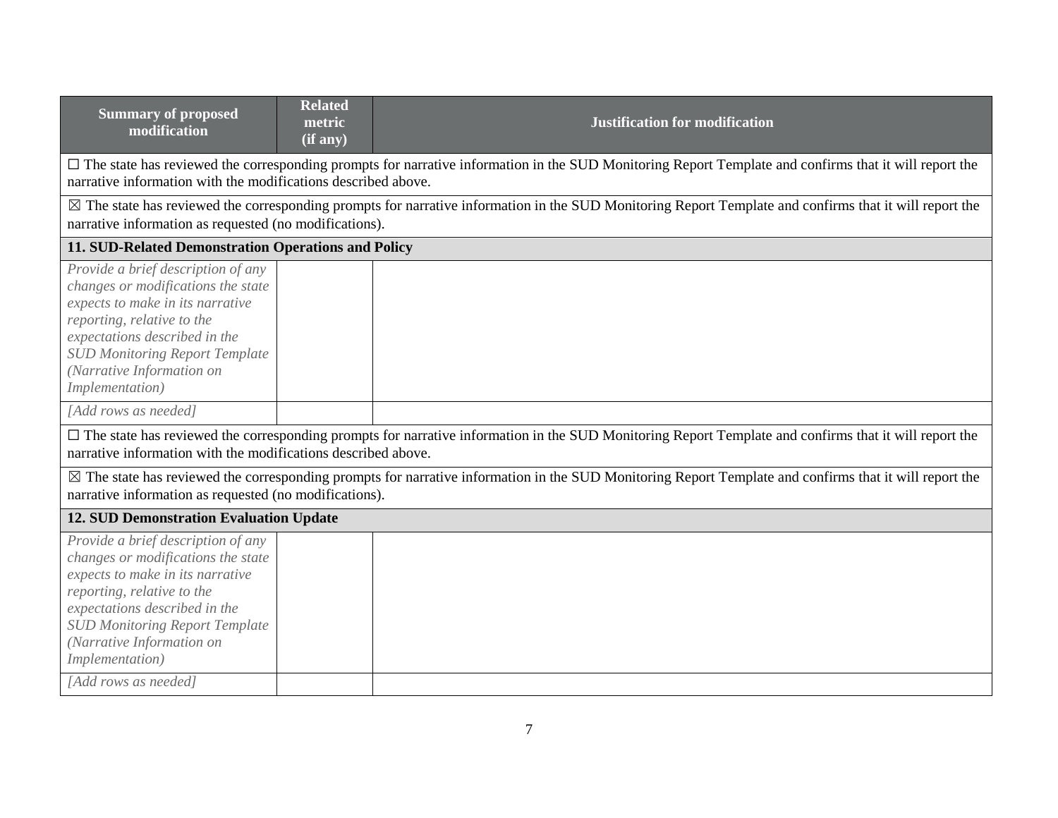| Summary of proposed modification | Related metric (if any) | Justification for modification |
|---|---|---|
| ☐ The state has reviewed the corresponding prompts for narrative information in the SUD Monitoring Report Template and confirms that it will report the narrative information with the modifications described above. | | |
| ☒ The state has reviewed the corresponding prompts for narrative information in the SUD Monitoring Report Template and confirms that it will report the narrative information as requested (no modifications). | | |
| **11. SUD-Related Demonstration Operations and Policy** | | |
| *Provide a brief description of any changes or modifications the state expects to make in its narrative reporting, relative to the expectations described in the SUD Monitoring Report Template (Narrative Information on Implementation)* | | |
| *[Add rows as needed]* | | |
| ☐ The state has reviewed the corresponding prompts for narrative information in the SUD Monitoring Report Template and confirms that it will report the narrative information with the modifications described above. | | |
| ☒ The state has reviewed the corresponding prompts for narrative information in the SUD Monitoring Report Template and confirms that it will report the narrative information as requested (no modifications). | | |
| **12. SUD Demonstration Evaluation Update** | | |
| *Provide a brief description of any changes or modifications the state expects to make in its narrative reporting, relative to the expectations described in the SUD Monitoring Report Template (Narrative Information on Implementation)* | | |
| *[Add rows as needed]* | | |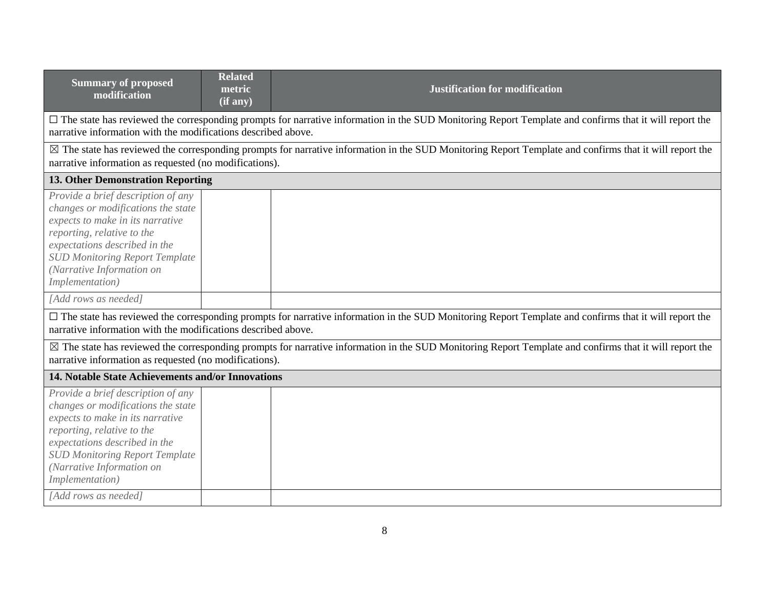| Summary of proposed modification | Related metric (if any) | Justification for modification |
|---|---|---|
| ☐ The state has reviewed the corresponding prompts for narrative information in the SUD Monitoring Report Template and confirms that it will report the narrative information with the modifications described above. | | |
| ☒ The state has reviewed the corresponding prompts for narrative information in the SUD Monitoring Report Template and confirms that it will report the narrative information as requested (no modifications). | | |
| **13. Other Demonstration Reporting** | | |
| *Provide a brief description of any changes or modifications the state expects to make in its narrative reporting, relative to the expectations described in the SUD Monitoring Report Template (Narrative Information on Implementation)* | | |
| *[Add rows as needed]* | | |
| ☐ The state has reviewed the corresponding prompts for narrative information in the SUD Monitoring Report Template and confirms that it will report the narrative information with the modifications described above. | | |
| ☒ The state has reviewed the corresponding prompts for narrative information in the SUD Monitoring Report Template and confirms that it will report the narrative information as requested (no modifications). | | |
| **14. Notable State Achievements and/or Innovations** | | |
| *Provide a brief description of any changes or modifications the state expects to make in its narrative reporting, relative to the expectations described in the SUD Monitoring Report Template (Narrative Information on Implementation)* | | |
| *[Add rows as needed]* | | |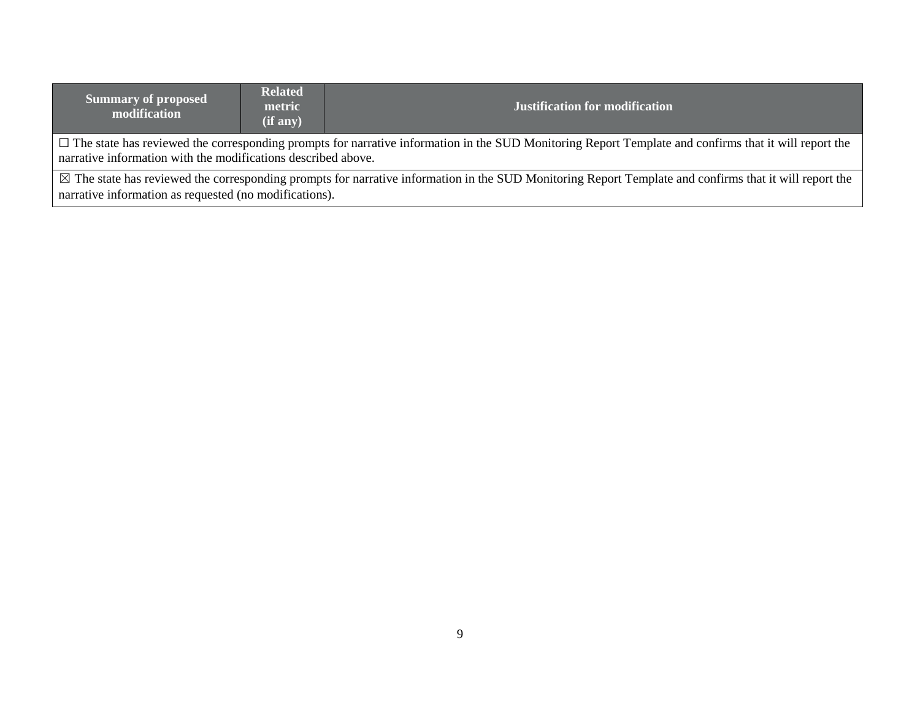| Summary of proposed modification | Related metric (if any) | Justification for modification |
| --- | --- | --- |
| ☐ The state has reviewed the corresponding prompts for narrative information in the SUD Monitoring Report Template and confirms that it will report the narrative information with the modifications described above. | | |
| ☒ The state has reviewed the corresponding prompts for narrative information in the SUD Monitoring Report Template and confirms that it will report the narrative information as requested (no modifications). | | |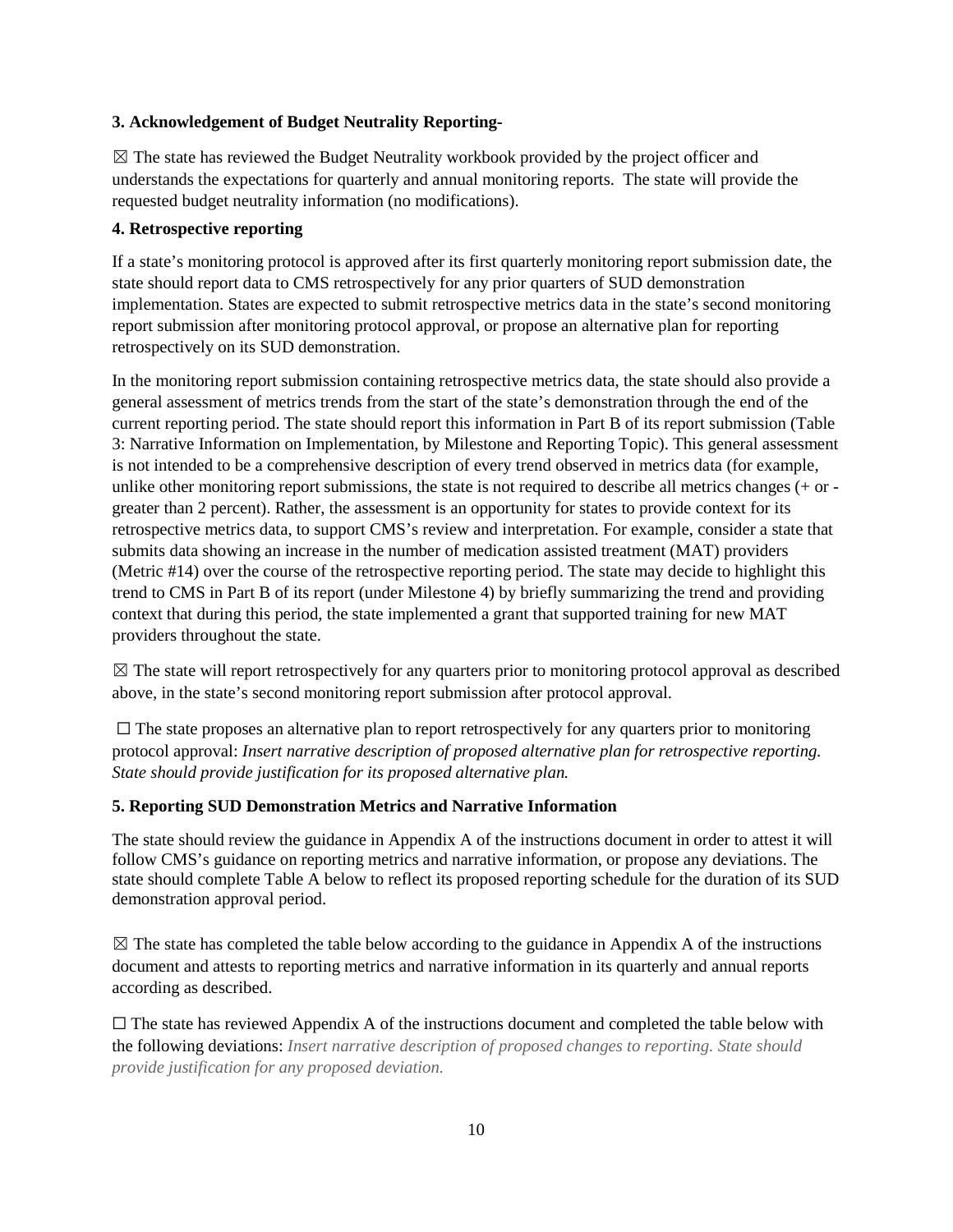**3. Acknowledgement of Budget Neutrality Reporting-**

☒ The state has reviewed the Budget Neutrality workbook provided by the project officer and understands the expectations for quarterly and annual monitoring reports. The state will provide the requested budget neutrality information (no modifications).

**4. Retrospective reporting**

If a state's monitoring protocol is approved after its first quarterly monitoring report submission date, the state should report data to CMS retrospectively for any prior quarters of SUD demonstration implementation. States are expected to submit retrospective metrics data in the state's second monitoring report submission after monitoring protocol approval, or propose an alternative plan for reporting retrospectively on its SUD demonstration.

In the monitoring report submission containing retrospective metrics data, the state should also provide a general assessment of metrics trends from the start of the state's demonstration through the end of the current reporting period. The state should report this information in Part B of its report submission (Table 3: Narrative Information on Implementation, by Milestone and Reporting Topic). This general assessment is not intended to be a comprehensive description of every trend observed in metrics data (for example, unlike other monitoring report submissions, the state is not required to describe all metrics changes (+ or - greater than 2 percent). Rather, the assessment is an opportunity for states to provide context for its retrospective metrics data, to support CMS's review and interpretation. For example, consider a state that submits data showing an increase in the number of medication assisted treatment (MAT) providers (Metric #14) over the course of the retrospective reporting period. The state may decide to highlight this trend to CMS in Part B of its report (under Milestone 4) by briefly summarizing the trend and providing context that during this period, the state implemented a grant that supported training for new MAT providers throughout the state.

☒ The state will report retrospectively for any quarters prior to monitoring protocol approval as described above, in the state's second monitoring report submission after protocol approval.

☐ The state proposes an alternative plan to report retrospectively for any quarters prior to monitoring protocol approval: *Insert narrative description of proposed alternative plan for retrospective reporting. State should provide justification for its proposed alternative plan.*

**5. Reporting SUD Demonstration Metrics and Narrative Information**

The state should review the guidance in Appendix A of the instructions document in order to attest it will follow CMS's guidance on reporting metrics and narrative information, or propose any deviations. The state should complete Table A below to reflect its proposed reporting schedule for the duration of its SUD demonstration approval period.

☒ The state has completed the table below according to the guidance in Appendix A of the instructions document and attests to reporting metrics and narrative information in its quarterly and annual reports according as described.

☐ The state has reviewed Appendix A of the instructions document and completed the table below with the following deviations: *Insert narrative description of proposed changes to reporting. State should provide justification for any proposed deviation.*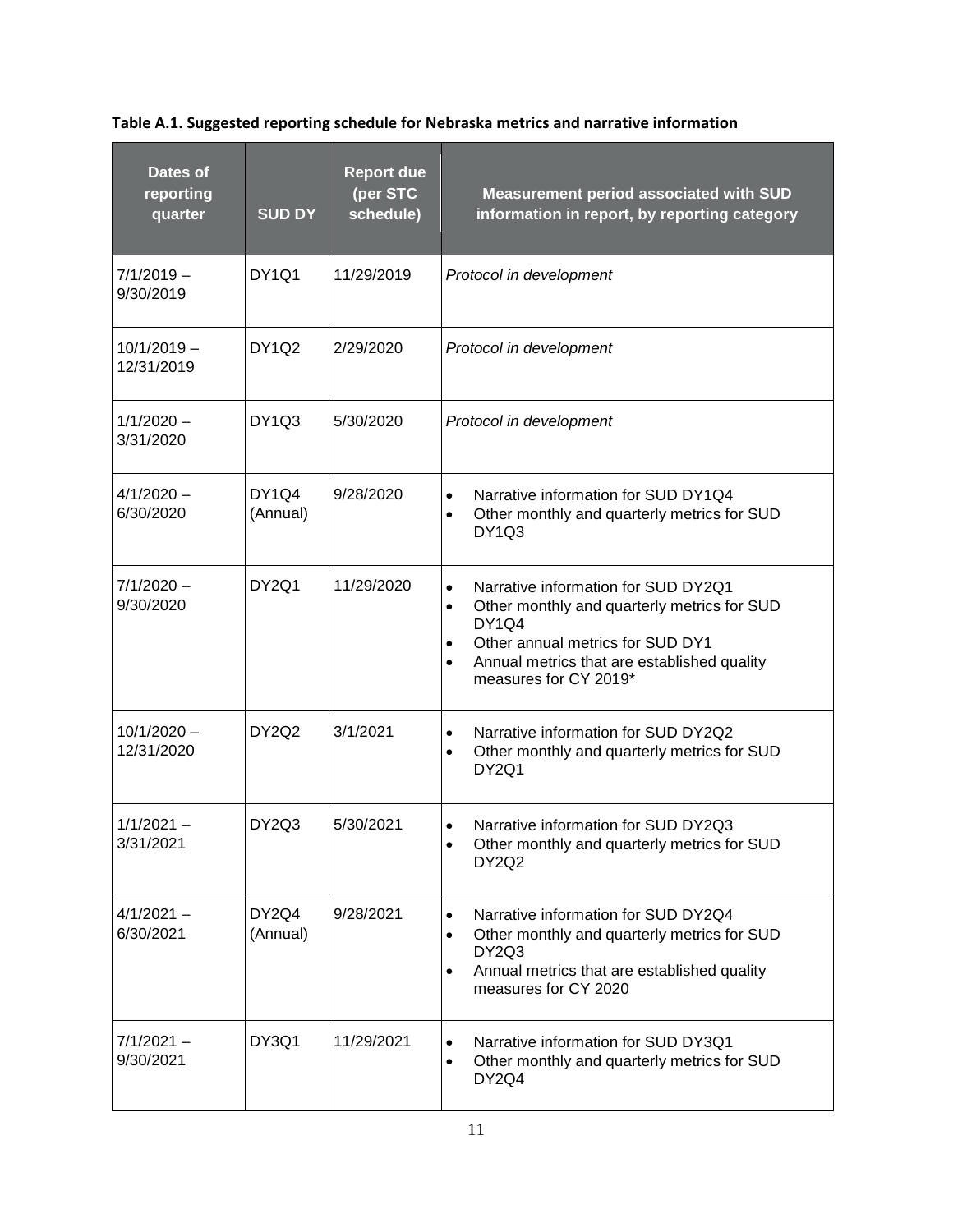**Table A.1. Suggested reporting schedule for Nebraska metrics and narrative information**

| Dates of reporting quarter | SUD DY | Report due (per STC schedule) | Measurement period associated with SUD information in report, by reporting category |
|---|---|---|---|
| 7/1/2019 – 9/30/2019 | DY1Q1 | 11/29/2019 | *Protocol in development* |
| 10/1/2019 – 12/31/2019 | DY1Q2 | 2/29/2020 | *Protocol in development* |
| 1/1/2020 – 3/31/2020 | DY1Q3 | 5/30/2020 | *Protocol in development* |
| 4/1/2020 – 6/30/2020 | DY1Q4 (Annual) | 9/28/2020 | • Narrative information for SUD DY1Q4<br>• Other monthly and quarterly metrics for SUD DY1Q3 |
| 7/1/2020 – 9/30/2020 | DY2Q1 | 11/29/2020 | • Narrative information for SUD DY2Q1<br>• Other monthly and quarterly metrics for SUD DY1Q4<br>• Other annual metrics for SUD DY1<br>• Annual metrics that are established quality measures for CY 2019* |
| 10/1/2020 – 12/31/2020 | DY2Q2 | 3/1/2021 | • Narrative information for SUD DY2Q2<br>• Other monthly and quarterly metrics for SUD DY2Q1 |
| 1/1/2021 – 3/31/2021 | DY2Q3 | 5/30/2021 | • Narrative information for SUD DY2Q3<br>• Other monthly and quarterly metrics for SUD DY2Q2 |
| 4/1/2021 – 6/30/2021 | DY2Q4 (Annual) | 9/28/2021 | • Narrative information for SUD DY2Q4<br>• Other monthly and quarterly metrics for SUD DY2Q3<br>• Annual metrics that are established quality measures for CY 2020 |
| 7/1/2021 – 9/30/2021 | DY3Q1 | 11/29/2021 | • Narrative information for SUD DY3Q1<br>• Other monthly and quarterly metrics for SUD DY2Q4 |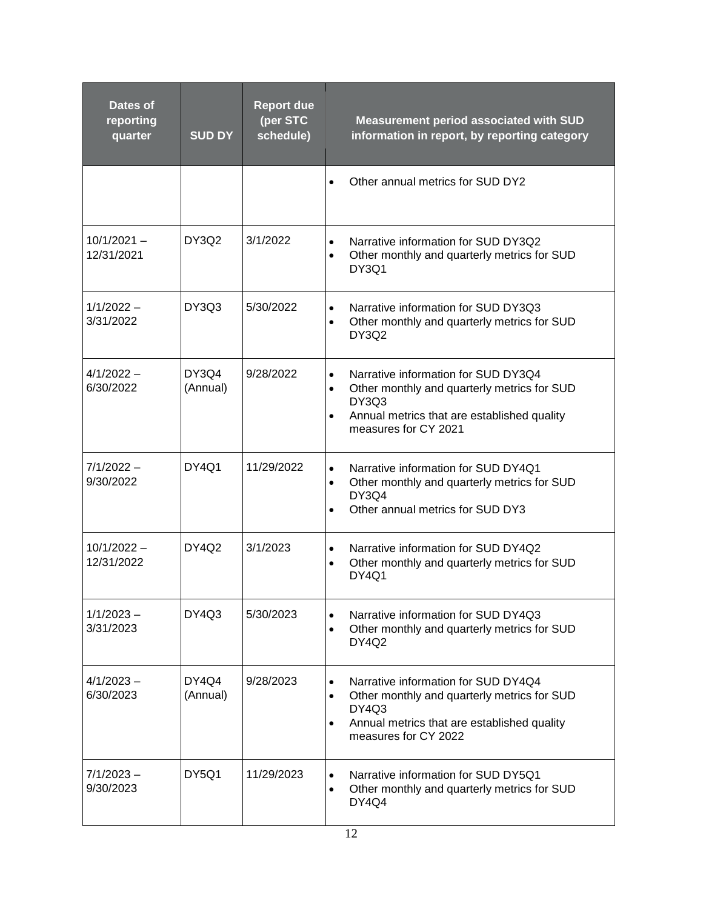| Dates of reporting quarter | SUD DY | Report due (per STC schedule) | Measurement period associated with SUD information in report, by reporting category |
|---|---|---|---|
| | | | • Other annual metrics for SUD DY2 |
| 10/1/2021 – 12/31/2021 | DY3Q2 | 3/1/2022 | • Narrative information for SUD DY3Q2<br>• Other monthly and quarterly metrics for SUD DY3Q1 |
| 1/1/2022 – 3/31/2022 | DY3Q3 | 5/30/2022 | • Narrative information for SUD DY3Q3<br>• Other monthly and quarterly metrics for SUD DY3Q2 |
| 4/1/2022 – 6/30/2022 | DY3Q4 (Annual) | 9/28/2022 | • Narrative information for SUD DY3Q4<br>• Other monthly and quarterly metrics for SUD DY3Q3<br>• Annual metrics that are established quality measures for CY 2021 |
| 7/1/2022 – 9/30/2022 | DY4Q1 | 11/29/2022 | • Narrative information for SUD DY4Q1<br>• Other monthly and quarterly metrics for SUD DY3Q4<br>• Other annual metrics for SUD DY3 |
| 10/1/2022 – 12/31/2022 | DY4Q2 | 3/1/2023 | • Narrative information for SUD DY4Q2<br>• Other monthly and quarterly metrics for SUD DY4Q1 |
| 1/1/2023 – 3/31/2023 | DY4Q3 | 5/30/2023 | • Narrative information for SUD DY4Q3<br>• Other monthly and quarterly metrics for SUD DY4Q2 |
| 4/1/2023 – 6/30/2023 | DY4Q4 (Annual) | 9/28/2023 | • Narrative information for SUD DY4Q4<br>• Other monthly and quarterly metrics for SUD DY4Q3<br>• Annual metrics that are established quality measures for CY 2022 |
| 7/1/2023 – 9/30/2023 | DY5Q1 | 11/29/2023 | • Narrative information for SUD DY5Q1<br>• Other monthly and quarterly metrics for SUD DY4Q4 |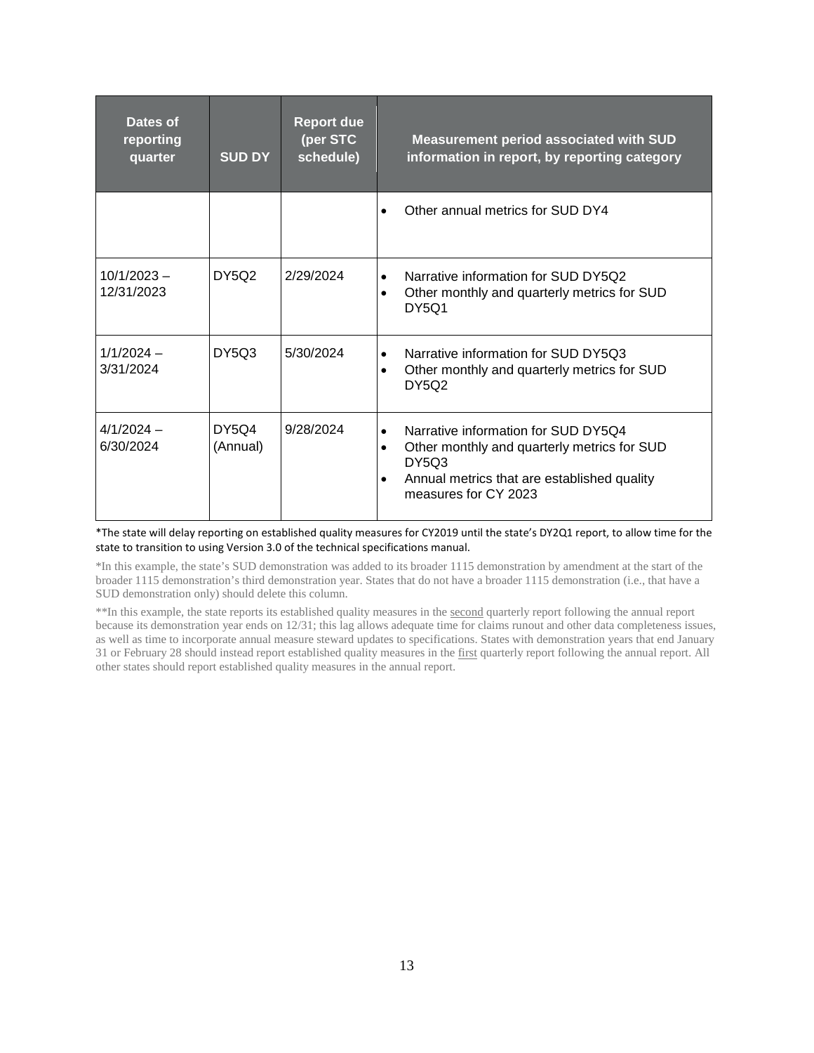| Dates of reporting quarter | SUD DY | Report due (per STC schedule) | Measurement period associated with SUD information in report, by reporting category |
|---|---|---|---|
| | | | • Other annual metrics for SUD DY4 |
| 10/1/2023 – 12/31/2023 | DY5Q2 | 2/29/2024 | • Narrative information for SUD DY5Q2<br>• Other monthly and quarterly metrics for SUD DY5Q1 |
| 1/1/2024 – 3/31/2024 | DY5Q3 | 5/30/2024 | • Narrative information for SUD DY5Q3<br>• Other monthly and quarterly metrics for SUD DY5Q2 |
| 4/1/2024 – 6/30/2024 | DY5Q4 (Annual) | 9/28/2024 | • Narrative information for SUD DY5Q4<br>• Other monthly and quarterly metrics for SUD DY5Q3<br>• Annual metrics that are established quality measures for CY 2023 |

*The state will delay reporting on established quality measures for CY2019 until the state's DY2Q1 report, to allow time for the state to transition to using Version 3.0 of the technical specifications manual.

*In this example, the state's SUD demonstration was added to its broader 1115 demonstration by amendment at the start of the broader 1115 demonstration's third demonstration year. States that do not have a broader 1115 demonstration (i.e., that have a SUD demonstration only) should delete this column.

**In this example, the state reports its established quality measures in the second quarterly report following the annual report because its demonstration year ends on 12/31; this lag allows adequate time for claims runout and other data completeness issues, as well as time to incorporate annual measure steward updates to specifications. States with demonstration years that end January 31 or February 28 should instead report established quality measures in the first quarterly report following the annual report. All other states should report established quality measures in the annual report.